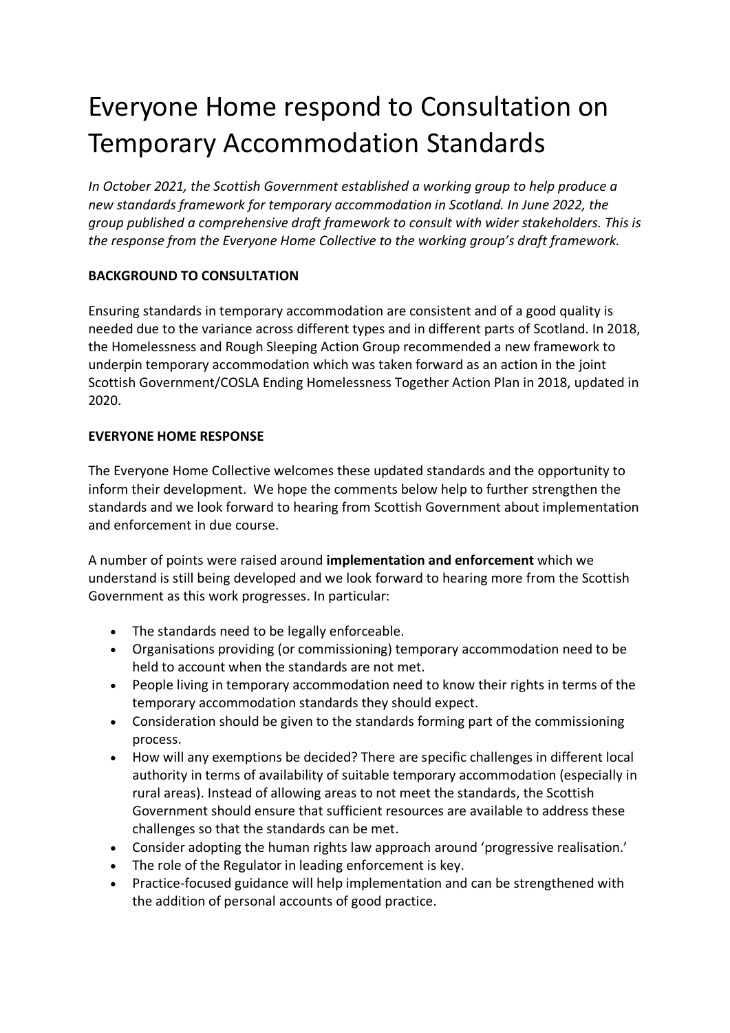# Everyone Home respond to Consultation on Temporary Accommodation Standards

*In October 2021, the Scottish Government established a working group to help produce a new standards framework for temporary accommodation in Scotland. In June 2022, the group published a comprehensive draft framework to consult with wider stakeholders. This is the response from the Everyone Home Collective to the working group's draft framework.*

**BACKGROUND TO CONSULTATION**

Ensuring standards in temporary accommodation are consistent and of a good quality is needed due to the variance across different types and in different parts of Scotland. In 2018, the Homelessness and Rough Sleeping Action Group recommended a new framework to underpin temporary accommodation which was taken forward as an action in the joint Scottish Government/COSLA Ending Homelessness Together Action Plan in 2018, updated in 2020.

**EVERYONE HOME RESPONSE**

The Everyone Home Collective welcomes these updated standards and the opportunity to inform their development. We hope the comments below help to further strengthen the standards and we look forward to hearing from Scottish Government about implementation and enforcement in due course.

A number of points were raised around **implementation and enforcement** which we understand is still being developed and we look forward to hearing more from the Scottish Government as this work progresses. In particular:

- The standards need to be legally enforceable.
- Organisations providing (or commissioning) temporary accommodation need to be held to account when the standards are not met.
- People living in temporary accommodation need to know their rights in terms of the temporary accommodation standards they should expect.
- Consideration should be given to the standards forming part of the commissioning process.
- How will any exemptions be decided? There are specific challenges in different local authority in terms of availability of suitable temporary accommodation (especially in rural areas). Instead of allowing areas to not meet the standards, the Scottish Government should ensure that sufficient resources are available to address these challenges so that the standards can be met.
- Consider adopting the human rights law approach around 'progressive realisation.'
- The role of the Regulator in leading enforcement is key.
- Practice-focused guidance will help implementation and can be strengthened with the addition of personal accounts of good practice.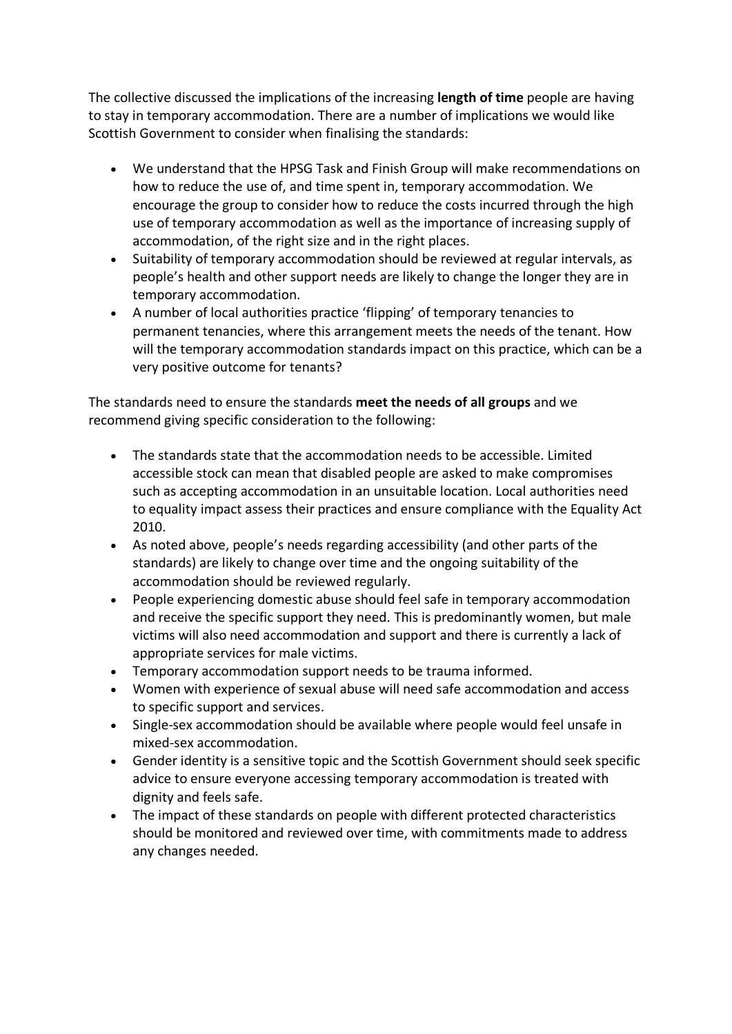The collective discussed the implications of the increasing **length of time** people are having to stay in temporary accommodation. There are a number of implications we would like Scottish Government to consider when finalising the standards:

- We understand that the HPSG Task and Finish Group will make recommendations on how to reduce the use of, and time spent in, temporary accommodation. We encourage the group to consider how to reduce the costs incurred through the high use of temporary accommodation as well as the importance of increasing supply of accommodation, of the right size and in the right places.
- Suitability of temporary accommodation should be reviewed at regular intervals, as people's health and other support needs are likely to change the longer they are in temporary accommodation.
- A number of local authorities practice 'flipping' of temporary tenancies to permanent tenancies, where this arrangement meets the needs of the tenant. How will the temporary accommodation standards impact on this practice, which can be a very positive outcome for tenants?

The standards need to ensure the standards **meet the needs of all groups** and we recommend giving specific consideration to the following:

- The standards state that the accommodation needs to be accessible. Limited accessible stock can mean that disabled people are asked to make compromises such as accepting accommodation in an unsuitable location. Local authorities need to equality impact assess their practices and ensure compliance with the Equality Act 2010.
- As noted above, people's needs regarding accessibility (and other parts of the standards) are likely to change over time and the ongoing suitability of the accommodation should be reviewed regularly.
- People experiencing domestic abuse should feel safe in temporary accommodation and receive the specific support they need. This is predominantly women, but male victims will also need accommodation and support and there is currently a lack of appropriate services for male victims.
- Temporary accommodation support needs to be trauma informed.
- Women with experience of sexual abuse will need safe accommodation and access to specific support and services.
- Single-sex accommodation should be available where people would feel unsafe in mixed-sex accommodation.
- Gender identity is a sensitive topic and the Scottish Government should seek specific advice to ensure everyone accessing temporary accommodation is treated with dignity and feels safe.
- The impact of these standards on people with different protected characteristics should be monitored and reviewed over time, with commitments made to address any changes needed.